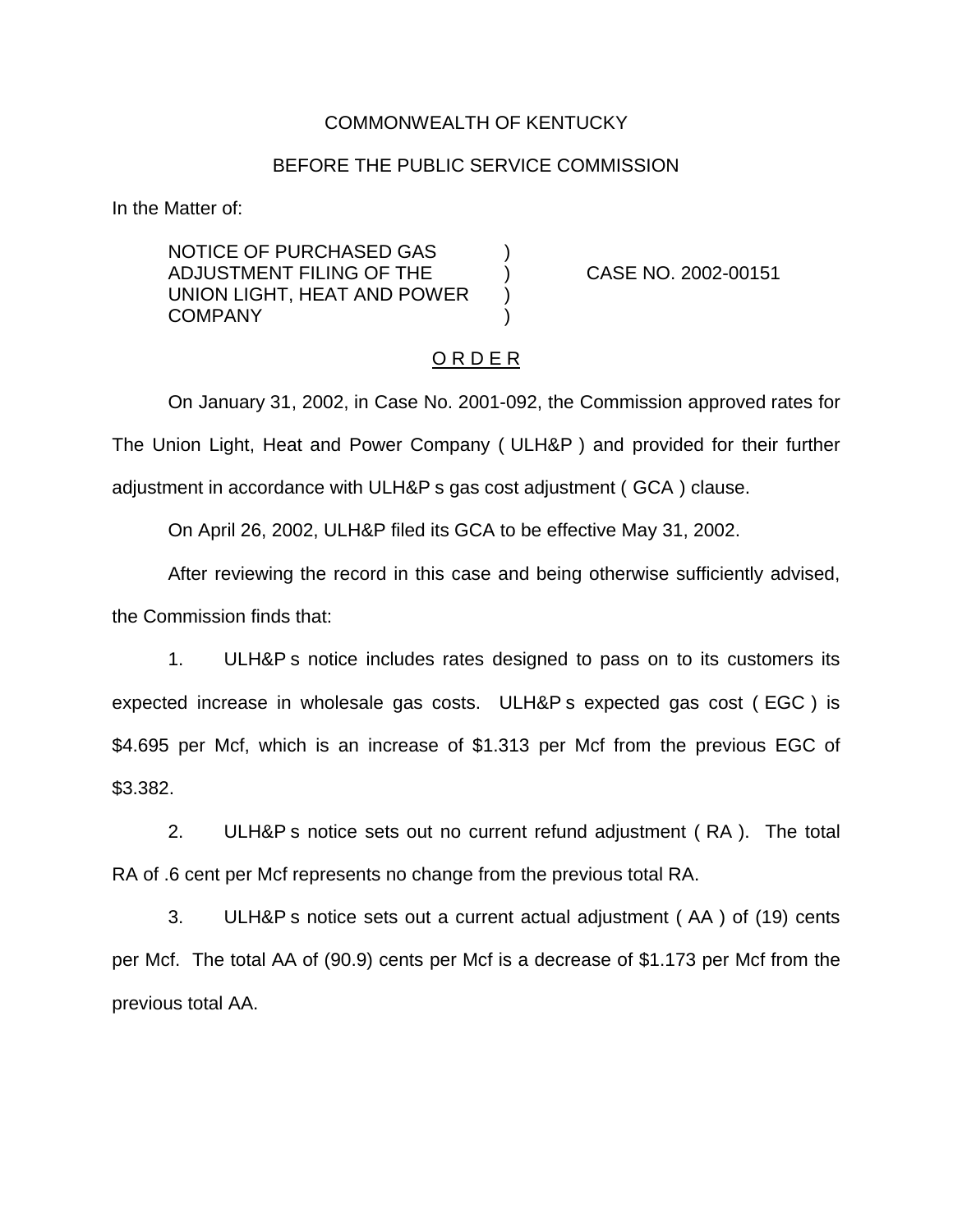COMMONWEALTH OF KENTUCKY

BEFORE THE PUBLIC SERVICE COMMISSION

In the Matter of:

| | | |
|---|---|---|
| NOTICE OF PURCHASED GAS ADJUSTMENT FILING OF THE UNION LIGHT, HEAT AND POWER COMPANY | ) ) ) ) | CASE NO. 2002-00151 |

O R D E R

On January 31, 2002, in Case No. 2001-092, the Commission approved rates for The Union Light, Heat and Power Company ( ULH&P ) and provided for their further adjustment in accordance with ULH&P s gas cost adjustment ( GCA ) clause.

On April 26, 2002, ULH&P filed its GCA to be effective May 31, 2002.

After reviewing the record in this case and being otherwise sufficiently advised, the Commission finds that:

1. ULH&P s notice includes rates designed to pass on to its customers its expected increase in wholesale gas costs. ULH&P s expected gas cost ( EGC ) is $4.695 per Mcf, which is an increase of $1.313 per Mcf from the previous EGC of $3.382.

2. ULH&P s notice sets out no current refund adjustment ( RA ). The total RA of .6 cent per Mcf represents no change from the previous total RA.

3. ULH&P s notice sets out a current actual adjustment ( AA ) of (19) cents per Mcf. The total AA of (90.9) cents per Mcf is a decrease of $1.173 per Mcf from the previous total AA.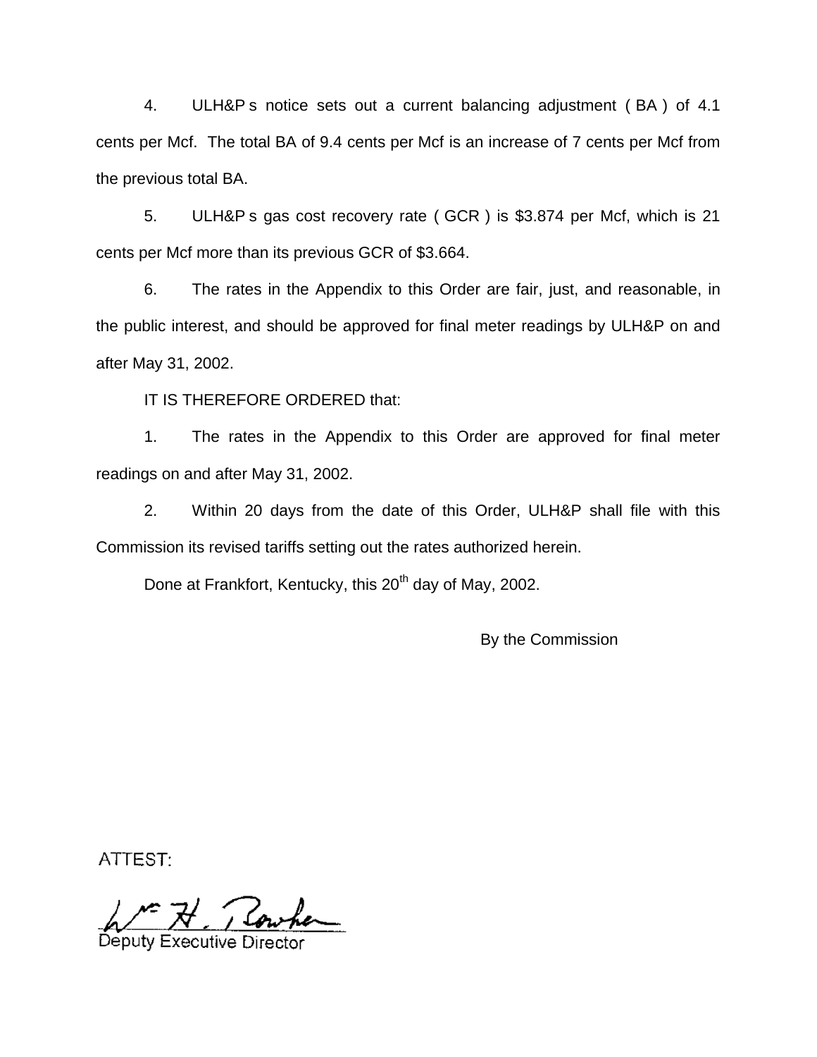4. ULH&P s notice sets out a current balancing adjustment ( BA ) of 4.1 cents per Mcf. The total BA of 9.4 cents per Mcf is an increase of 7 cents per Mcf from the previous total BA.

5. ULH&P s gas cost recovery rate ( GCR ) is $3.874 per Mcf, which is 21 cents per Mcf more than its previous GCR of $3.664.

6. The rates in the Appendix to this Order are fair, just, and reasonable, in the public interest, and should be approved for final meter readings by ULH&P on and after May 31, 2002.

IT IS THEREFORE ORDERED that:

1. The rates in the Appendix to this Order are approved for final meter readings on and after May 31, 2002.

2. Within 20 days from the date of this Order, ULH&P shall file with this Commission its revised tariffs setting out the rates authorized herein.

Done at Frankfort, Kentucky, this 20th day of May, 2002.

By the Commission

ATTEST:

Deputy Executive Director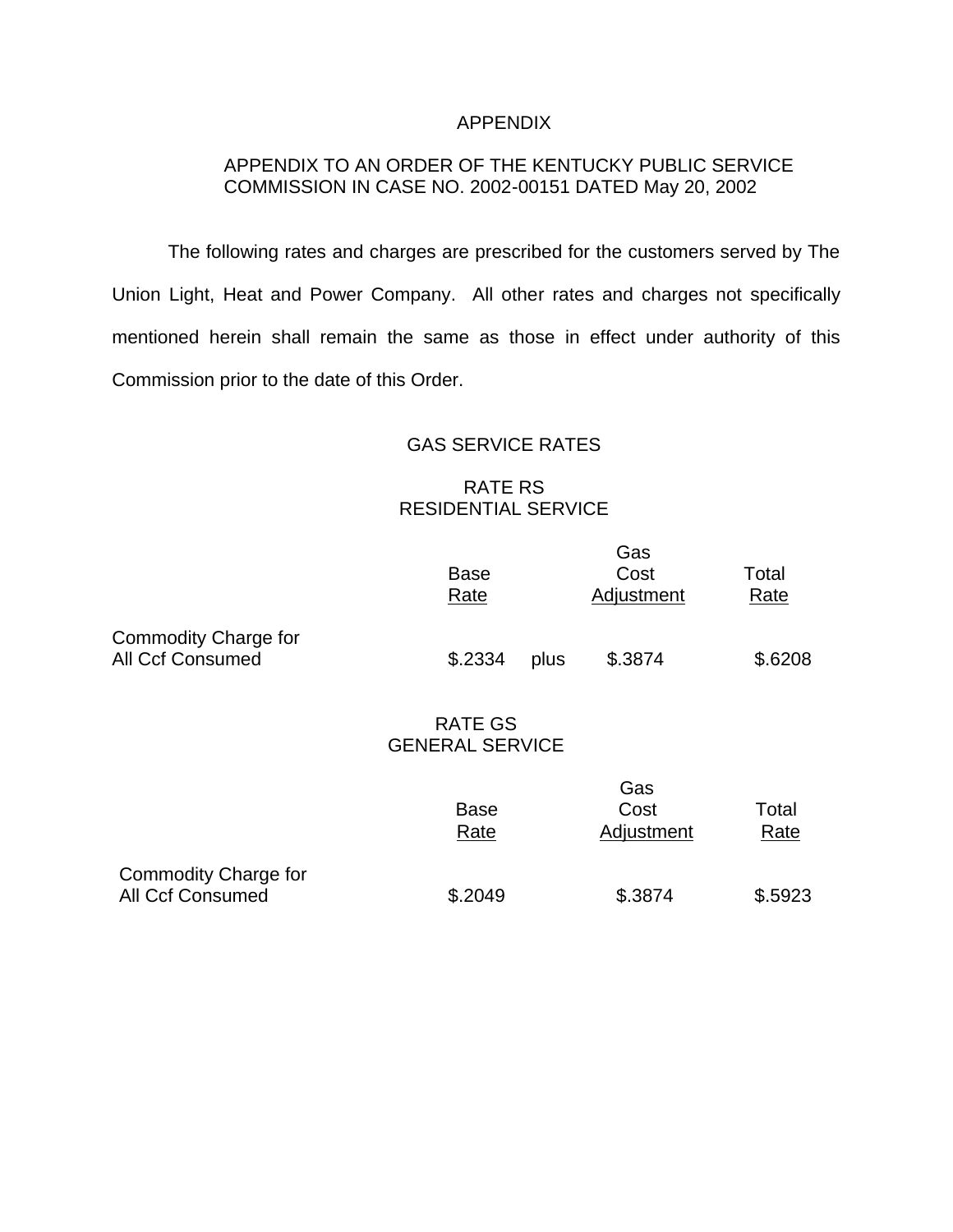APPENDIX

APPENDIX TO AN ORDER OF THE KENTUCKY PUBLIC SERVICE COMMISSION IN CASE NO. 2002-00151 DATED May 20, 2002

The following rates and charges are prescribed for the customers served by The Union Light, Heat and Power Company. All other rates and charges not specifically mentioned herein shall remain the same as those in effect under authority of this Commission prior to the date of this Order.

GAS SERVICE RATES

RATE RS
RESIDENTIAL SERVICE

| | Base Rate | | Gas Cost Adjustment | Total Rate |
|---|---|---|---|---|
| Commodity Charge for All Ccf Consumed | $.2334 | plus | $.3874 | $.6208 |

RATE GS
GENERAL SERVICE

| | Base Rate | Gas Cost Adjustment | Total Rate |
|---|---|---|---|
| Commodity Charge for All Ccf Consumed | $.2049 | $.3874 | $.5923 |